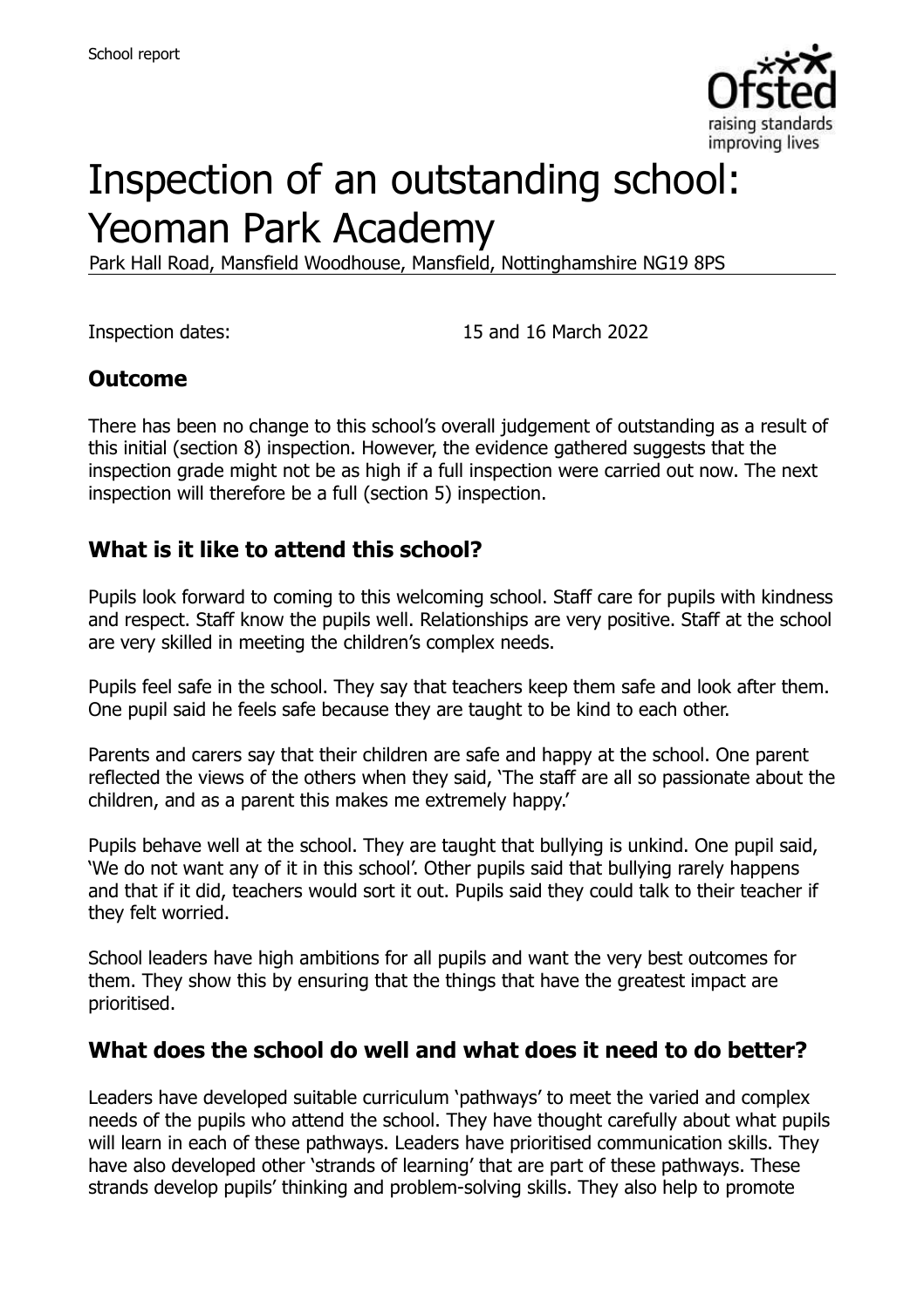School report

# Inspection of an outstanding school: Yeoman Park Academy

Park Hall Road, Mansfield Woodhouse, Mansfield, Nottinghamshire NG19 8PS

Inspection dates: 15 and 16 March 2022

## Outcome

There has been no change to this school's overall judgement of outstanding as a result of this initial (section 8) inspection. However, the evidence gathered suggests that the inspection grade might not be as high if a full inspection were carried out now. The next inspection will therefore be a full (section 5) inspection.

## What is it like to attend this school?

Pupils look forward to coming to this welcoming school. Staff care for pupils with kindness and respect. Staff know the pupils well. Relationships are very positive. Staff at the school are very skilled in meeting the children's complex needs.

Pupils feel safe in the school. They say that teachers keep them safe and look after them. One pupil said he feels safe because they are taught to be kind to each other.

Parents and carers say that their children are safe and happy at the school. One parent reflected the views of the others when they said, 'The staff are all so passionate about the children, and as a parent this makes me extremely happy.'

Pupils behave well at the school. They are taught that bullying is unkind. One pupil said, 'We do not want any of it in this school'. Other pupils said that bullying rarely happens and that if it did, teachers would sort it out. Pupils said they could talk to their teacher if they felt worried.

School leaders have high ambitions for all pupils and want the very best outcomes for them. They show this by ensuring that the things that have the greatest impact are prioritised.

## What does the school do well and what does it need to do better?

Leaders have developed suitable curriculum 'pathways' to meet the varied and complex needs of the pupils who attend the school. They have thought carefully about what pupils will learn in each of these pathways. Leaders have prioritised communication skills. They have also developed other 'strands of learning' that are part of these pathways. These strands develop pupils' thinking and problem-solving skills. They also help to promote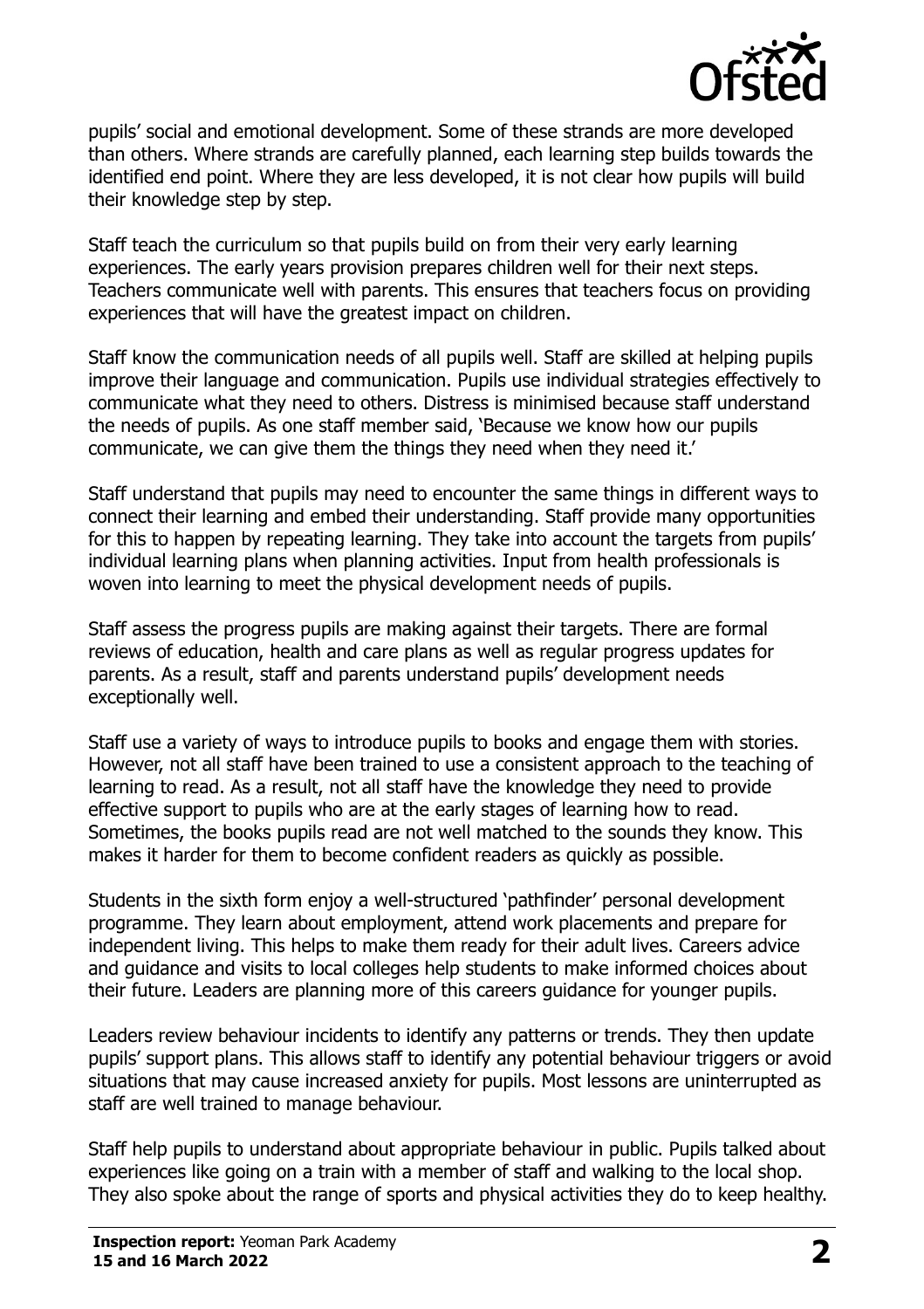pupils' social and emotional development. Some of these strands are more developed than others. Where strands are carefully planned, each learning step builds towards the identified end point. Where they are less developed, it is not clear how pupils will build their knowledge step by step.

Staff teach the curriculum so that pupils build on from their very early learning experiences. The early years provision prepares children well for their next steps. Teachers communicate well with parents. This ensures that teachers focus on providing experiences that will have the greatest impact on children.

Staff know the communication needs of all pupils well. Staff are skilled at helping pupils improve their language and communication. Pupils use individual strategies effectively to communicate what they need to others. Distress is minimised because staff understand the needs of pupils. As one staff member said, 'Because we know how our pupils communicate, we can give them the things they need when they need it.'

Staff understand that pupils may need to encounter the same things in different ways to connect their learning and embed their understanding. Staff provide many opportunities for this to happen by repeating learning. They take into account the targets from pupils' individual learning plans when planning activities. Input from health professionals is woven into learning to meet the physical development needs of pupils.

Staff assess the progress pupils are making against their targets. There are formal reviews of education, health and care plans as well as regular progress updates for parents. As a result, staff and parents understand pupils' development needs exceptionally well.

Staff use a variety of ways to introduce pupils to books and engage them with stories. However, not all staff have been trained to use a consistent approach to the teaching of learning to read. As a result, not all staff have the knowledge they need to provide effective support to pupils who are at the early stages of learning how to read. Sometimes, the books pupils read are not well matched to the sounds they know. This makes it harder for them to become confident readers as quickly as possible.

Students in the sixth form enjoy a well-structured 'pathfinder' personal development programme. They learn about employment, attend work placements and prepare for independent living. This helps to make them ready for their adult lives. Careers advice and guidance and visits to local colleges help students to make informed choices about their future. Leaders are planning more of this careers guidance for younger pupils.

Leaders review behaviour incidents to identify any patterns or trends. They then update pupils' support plans. This allows staff to identify any potential behaviour triggers or avoid situations that may cause increased anxiety for pupils. Most lessons are uninterrupted as staff are well trained to manage behaviour.

Staff help pupils to understand about appropriate behaviour in public. Pupils talked about experiences like going on a train with a member of staff and walking to the local shop. They also spoke about the range of sports and physical activities they do to keep healthy.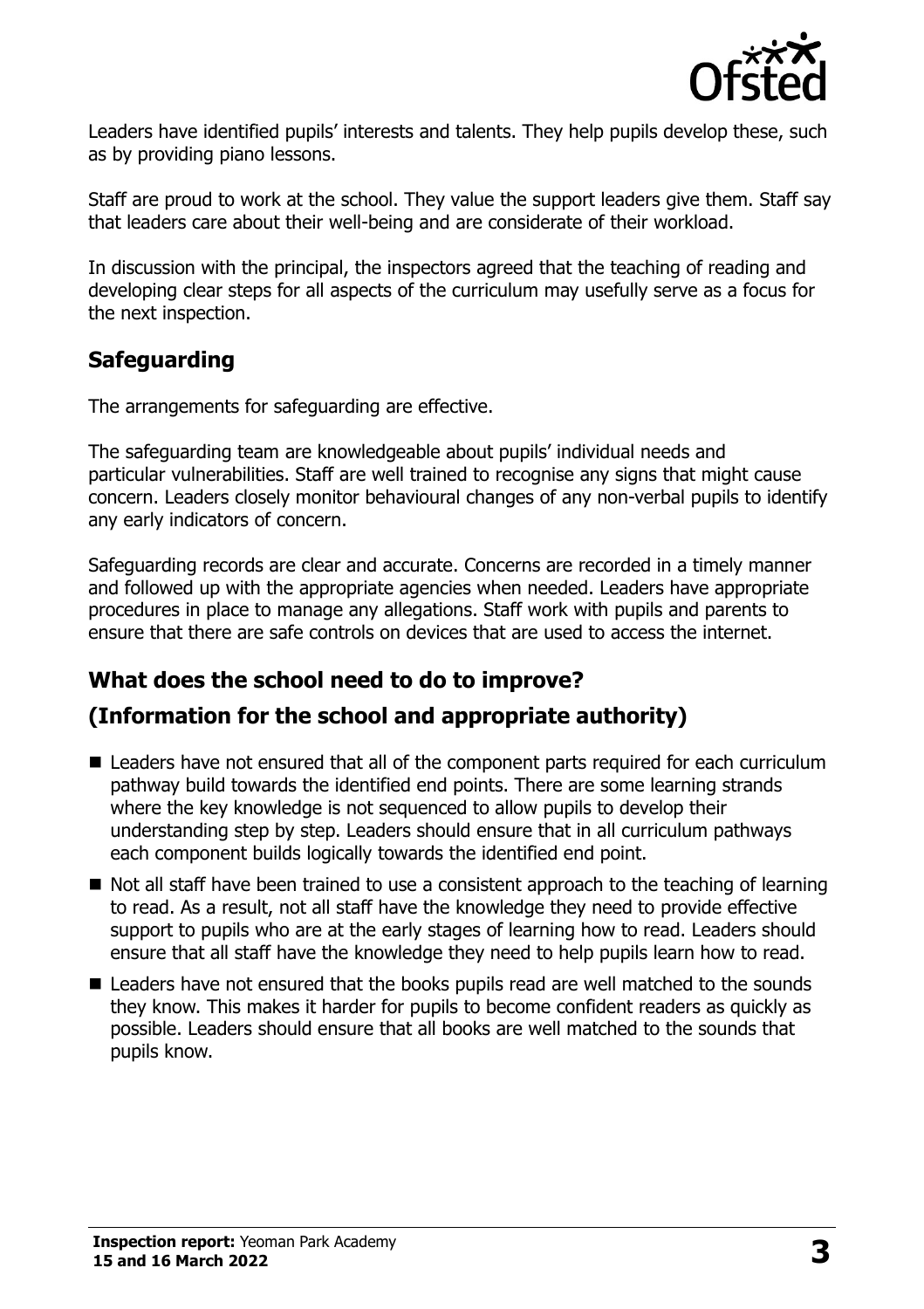Leaders have identified pupils' interests and talents. They help pupils develop these, such as by providing piano lessons.

Staff are proud to work at the school. They value the support leaders give them. Staff say that leaders care about their well-being and are considerate of their workload.

In discussion with the principal, the inspectors agreed that the teaching of reading and developing clear steps for all aspects of the curriculum may usefully serve as a focus for the next inspection.

## Safeguarding

The arrangements for safeguarding are effective.

The safeguarding team are knowledgeable about pupils' individual needs and particular vulnerabilities. Staff are well trained to recognise any signs that might cause concern. Leaders closely monitor behavioural changes of any non-verbal pupils to identify any early indicators of concern.

Safeguarding records are clear and accurate. Concerns are recorded in a timely manner and followed up with the appropriate agencies when needed. Leaders have appropriate procedures in place to manage any allegations. Staff work with pupils and parents to ensure that there are safe controls on devices that are used to access the internet.

## What does the school need to do to improve?

## (Information for the school and appropriate authority)

- Leaders have not ensured that all of the component parts required for each curriculum pathway build towards the identified end points. There are some learning strands where the key knowledge is not sequenced to allow pupils to develop their understanding step by step. Leaders should ensure that in all curriculum pathways each component builds logically towards the identified end point.
- Not all staff have been trained to use a consistent approach to the teaching of learning to read. As a result, not all staff have the knowledge they need to provide effective support to pupils who are at the early stages of learning how to read. Leaders should ensure that all staff have the knowledge they need to help pupils learn how to read.
- Leaders have not ensured that the books pupils read are well matched to the sounds they know. This makes it harder for pupils to become confident readers as quickly as possible. Leaders should ensure that all books are well matched to the sounds that pupils know.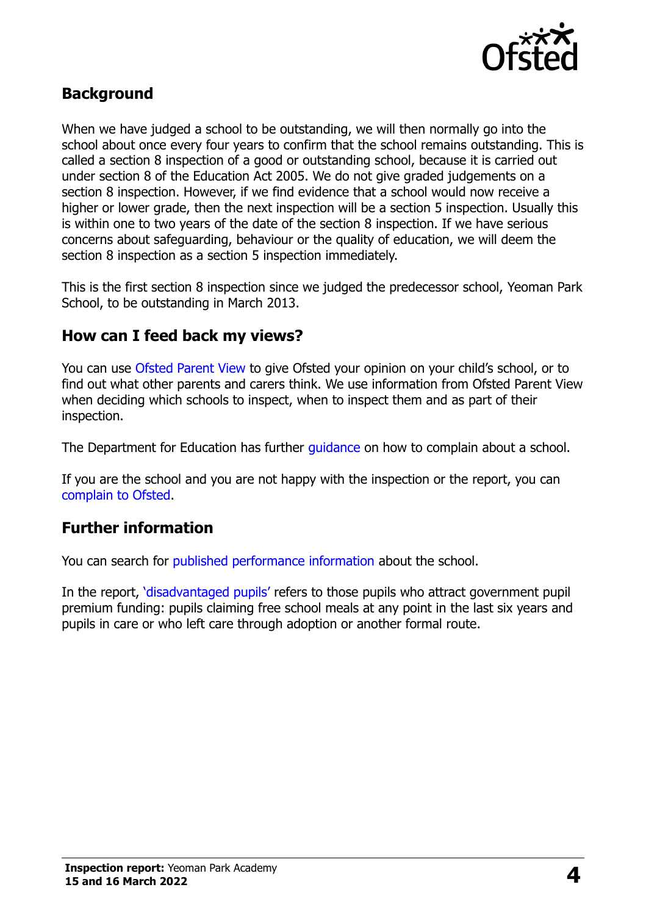## Background

When we have judged a school to be outstanding, we will then normally go into the school about once every four years to confirm that the school remains outstanding. This is called a section 8 inspection of a good or outstanding school, because it is carried out under section 8 of the Education Act 2005. We do not give graded judgements on a section 8 inspection. However, if we find evidence that a school would now receive a higher or lower grade, then the next inspection will be a section 5 inspection. Usually this is within one to two years of the date of the section 8 inspection. If we have serious concerns about safeguarding, behaviour or the quality of education, we will deem the section 8 inspection as a section 5 inspection immediately.

This is the first section 8 inspection since we judged the predecessor school, Yeoman Park School, to be outstanding in March 2013.

## How can I feed back my views?

You can use Ofsted Parent View to give Ofsted your opinion on your child's school, or to find out what other parents and carers think. We use information from Ofsted Parent View when deciding which schools to inspect, when to inspect them and as part of their inspection.

The Department for Education has further guidance on how to complain about a school.

If you are the school and you are not happy with the inspection or the report, you can complain to Ofsted.

## Further information

You can search for published performance information about the school.

In the report, 'disadvantaged pupils' refers to those pupils who attract government pupil premium funding: pupils claiming free school meals at any point in the last six years and pupils in care or who left care through adoption or another formal route.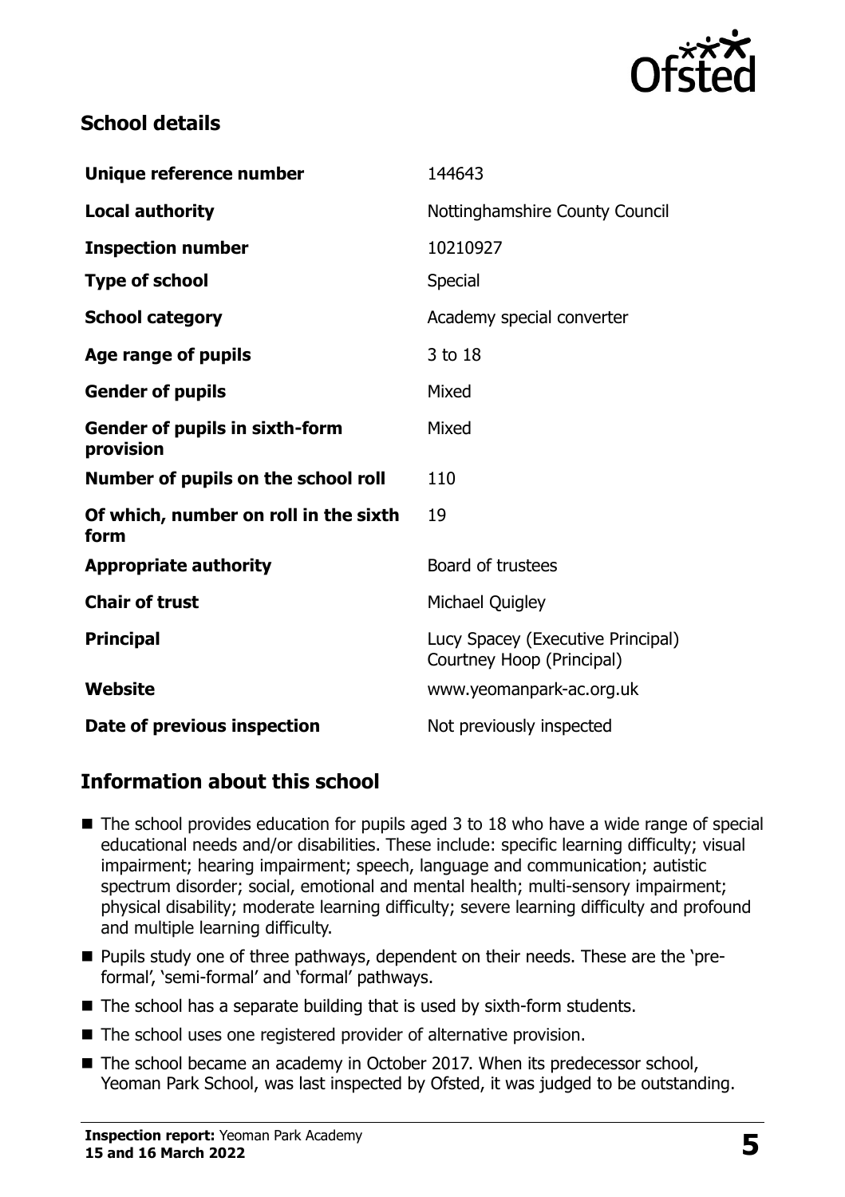## School details

| | |
|---|---|
| **Unique reference number** | 144643 |
| **Local authority** | Nottinghamshire County Council |
| **Inspection number** | 10210927 |
| **Type of school** | Special |
| **School category** | Academy special converter |
| **Age range of pupils** | 3 to 18 |
| **Gender of pupils** | Mixed |
| **Gender of pupils in sixth-form provision** | Mixed |
| **Number of pupils on the school roll** | 110 |
| **Of which, number on roll in the sixth form** | 19 |
| **Appropriate authority** | Board of trustees |
| **Chair of trust** | Michael Quigley |
| **Principal** | Lucy Spacey (Executive Principal) Courtney Hoop (Principal) |
| **Website** | www.yeomanpark-ac.org.uk |
| **Date of previous inspection** | Not previously inspected |

## Information about this school

- The school provides education for pupils aged 3 to 18 who have a wide range of special educational needs and/or disabilities. These include: specific learning difficulty; visual impairment; hearing impairment; speech, language and communication; autistic spectrum disorder; social, emotional and mental health; multi-sensory impairment; physical disability; moderate learning difficulty; severe learning difficulty and profound and multiple learning difficulty.
- Pupils study one of three pathways, dependent on their needs. These are the 'pre-formal', 'semi-formal' and 'formal' pathways.
- The school has a separate building that is used by sixth-form students.
- The school uses one registered provider of alternative provision.
- The school became an academy in October 2017. When its predecessor school, Yeoman Park School, was last inspected by Ofsted, it was judged to be outstanding.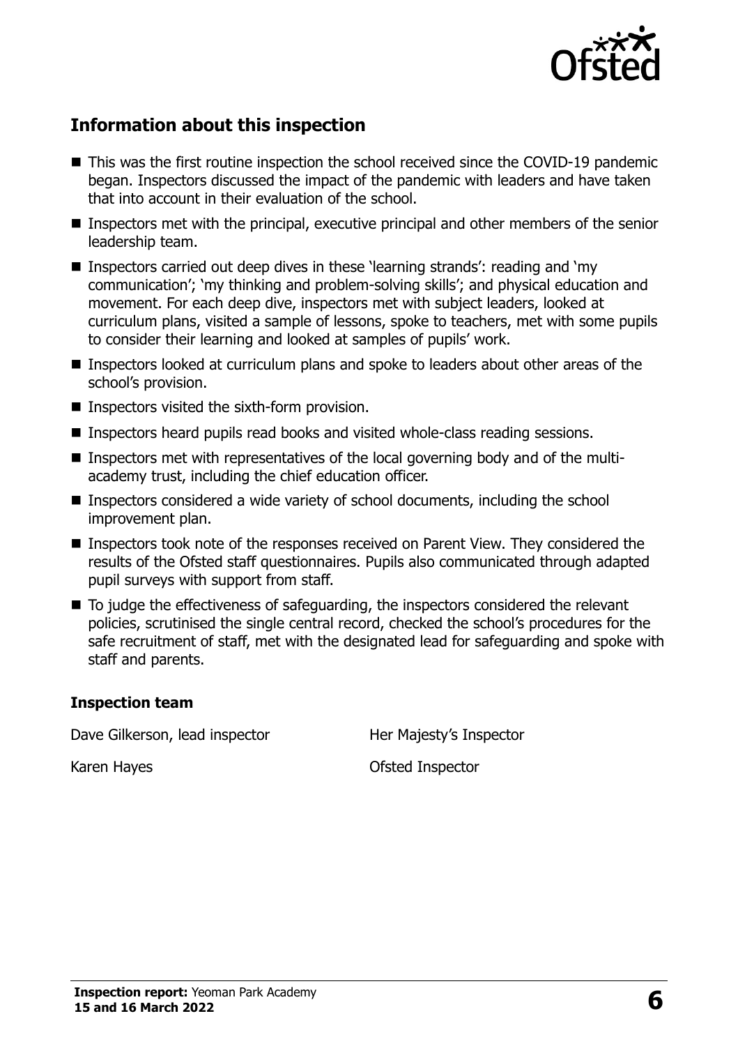## Information about this inspection

- This was the first routine inspection the school received since the COVID-19 pandemic began. Inspectors discussed the impact of the pandemic with leaders and have taken that into account in their evaluation of the school.
- Inspectors met with the principal, executive principal and other members of the senior leadership team.
- Inspectors carried out deep dives in these 'learning strands': reading and 'my communication'; 'my thinking and problem-solving skills'; and physical education and movement. For each deep dive, inspectors met with subject leaders, looked at curriculum plans, visited a sample of lessons, spoke to teachers, met with some pupils to consider their learning and looked at samples of pupils' work.
- Inspectors looked at curriculum plans and spoke to leaders about other areas of the school's provision.
- Inspectors visited the sixth-form provision.
- Inspectors heard pupils read books and visited whole-class reading sessions.
- Inspectors met with representatives of the local governing body and of the multi-academy trust, including the chief education officer.
- Inspectors considered a wide variety of school documents, including the school improvement plan.
- Inspectors took note of the responses received on Parent View. They considered the results of the Ofsted staff questionnaires. Pupils also communicated through adapted pupil surveys with support from staff.
- To judge the effectiveness of safeguarding, the inspectors considered the relevant policies, scrutinised the single central record, checked the school's procedures for the safe recruitment of staff, met with the designated lead for safeguarding and spoke with staff and parents.

### Inspection team

| | |
|---|---|
| Dave Gilkerson, lead inspector | Her Majesty's Inspector |
| Karen Hayes | Ofsted Inspector |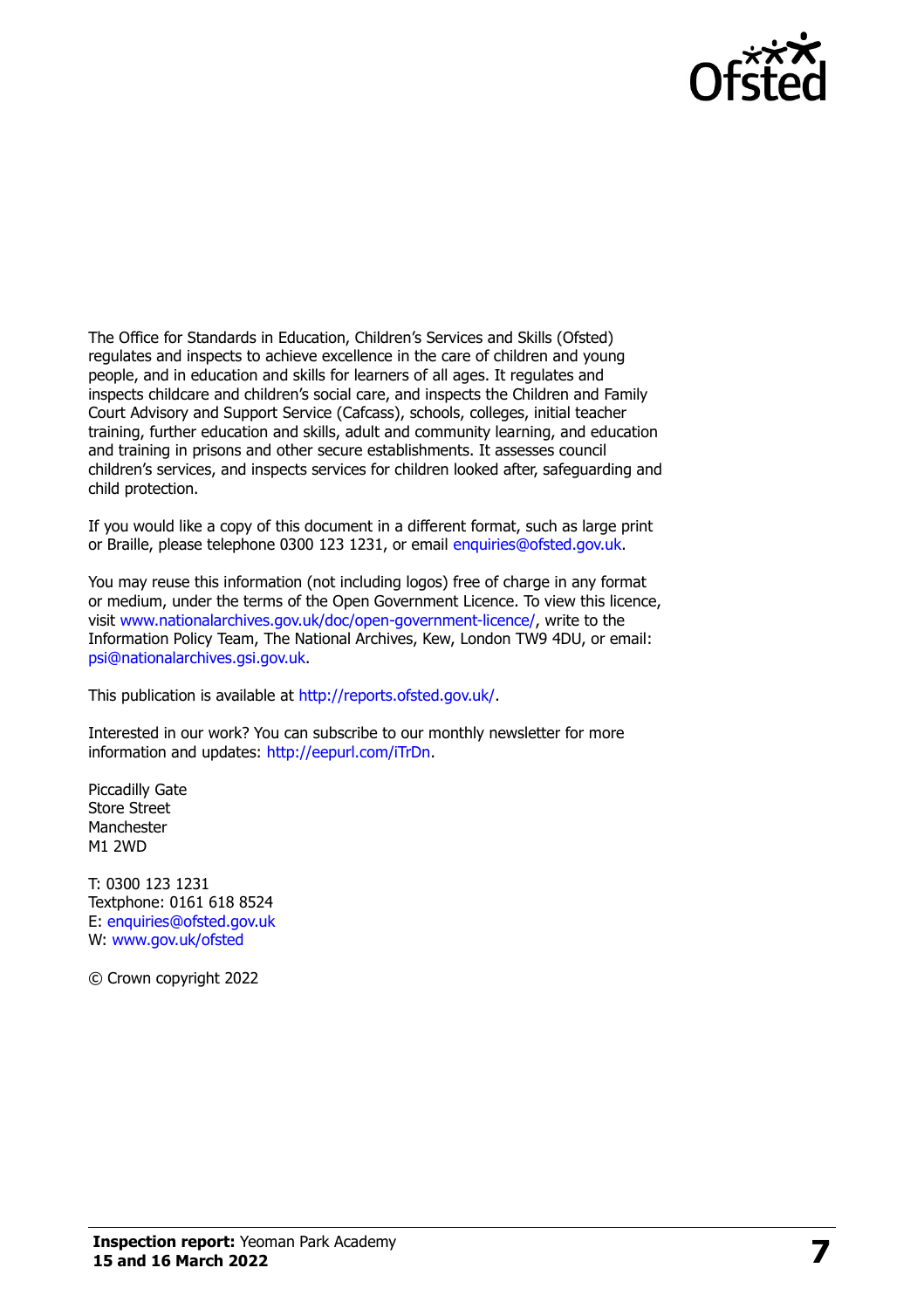The Office for Standards in Education, Children's Services and Skills (Ofsted) regulates and inspects to achieve excellence in the care of children and young people, and in education and skills for learners of all ages. It regulates and inspects childcare and children's social care, and inspects the Children and Family Court Advisory and Support Service (Cafcass), schools, colleges, initial teacher training, further education and skills, adult and community learning, and education and training in prisons and other secure establishments. It assesses council children's services, and inspects services for children looked after, safeguarding and child protection.

If you would like a copy of this document in a different format, such as large print or Braille, please telephone 0300 123 1231, or email enquiries@ofsted.gov.uk.

You may reuse this information (not including logos) free of charge in any format or medium, under the terms of the Open Government Licence. To view this licence, visit www.nationalarchives.gov.uk/doc/open-government-licence/, write to the Information Policy Team, The National Archives, Kew, London TW9 4DU, or email: psi@nationalarchives.gsi.gov.uk.

This publication is available at http://reports.ofsted.gov.uk/.

Interested in our work? You can subscribe to our monthly newsletter for more information and updates: http://eepurl.com/iTrDn.

Piccadilly Gate
Store Street
Manchester
M1 2WD

T: 0300 123 1231
Textphone: 0161 618 8524
E: enquiries@ofsted.gov.uk
W: www.gov.uk/ofsted

© Crown copyright 2022